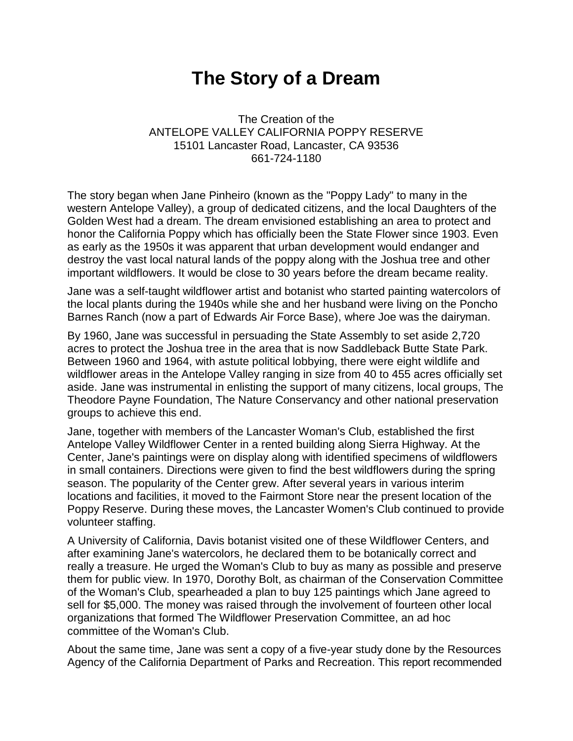# The Story of a Dream

The Creation of the
ANTELOPE VALLEY CALIFORNIA POPPY RESERVE
15101 Lancaster Road, Lancaster, CA 93536
661-724-1180

The story began when Jane Pinheiro (known as the "Poppy Lady" to many in the western Antelope Valley), a group of dedicated citizens, and the local Daughters of the Golden West had a dream. The dream envisioned establishing an area to protect and honor the California Poppy which has officially been the State Flower since 1903. Even as early as the 1950s it was apparent that urban development would endanger and destroy the vast local natural lands of the poppy along with the Joshua tree and other important wildflowers. It would be close to 30 years before the dream became reality.

Jane was a self-taught wildflower artist and botanist who started painting watercolors of the local plants during the 1940s while she and her husband were living on the Poncho Barnes Ranch (now a part of Edwards Air Force Base), where Joe was the dairyman.

By 1960, Jane was successful in persuading the State Assembly to set aside 2,720 acres to protect the Joshua tree in the area that is now Saddleback Butte State Park. Between 1960 and 1964, with astute political lobbying, there were eight wildlife and wildflower areas in the Antelope Valley ranging in size from 40 to 455 acres officially set aside. Jane was instrumental in enlisting the support of many citizens, local groups, The Theodore Payne Foundation, The Nature Conservancy and other national preservation groups to achieve this end.

Jane, together with members of the Lancaster Woman's Club, established the first Antelope Valley Wildflower Center in a rented building along Sierra Highway. At the Center, Jane's paintings were on display along with identified specimens of wildflowers in small containers. Directions were given to find the best wildflowers during the spring season. The popularity of the Center grew. After several years in various interim locations and facilities, it moved to the Fairmont Store near the present location of the Poppy Reserve. During these moves, the Lancaster Women's Club continued to provide volunteer staffing.

A University of California, Davis botanist visited one of these Wildflower Centers, and after examining Jane's watercolors, he declared them to be botanically correct and really a treasure. He urged the Woman's Club to buy as many as possible and preserve them for public view. In 1970, Dorothy Bolt, as chairman of the Conservation Committee of the Woman's Club, spearheaded a plan to buy 125 paintings which Jane agreed to sell for $5,000. The money was raised through the involvement of fourteen other local organizations that formed The Wildflower Preservation Committee, an ad hoc committee of the Woman's Club.

About the same time, Jane was sent a copy of a five-year study done by the Resources Agency of the California Department of Parks and Recreation. This report recommended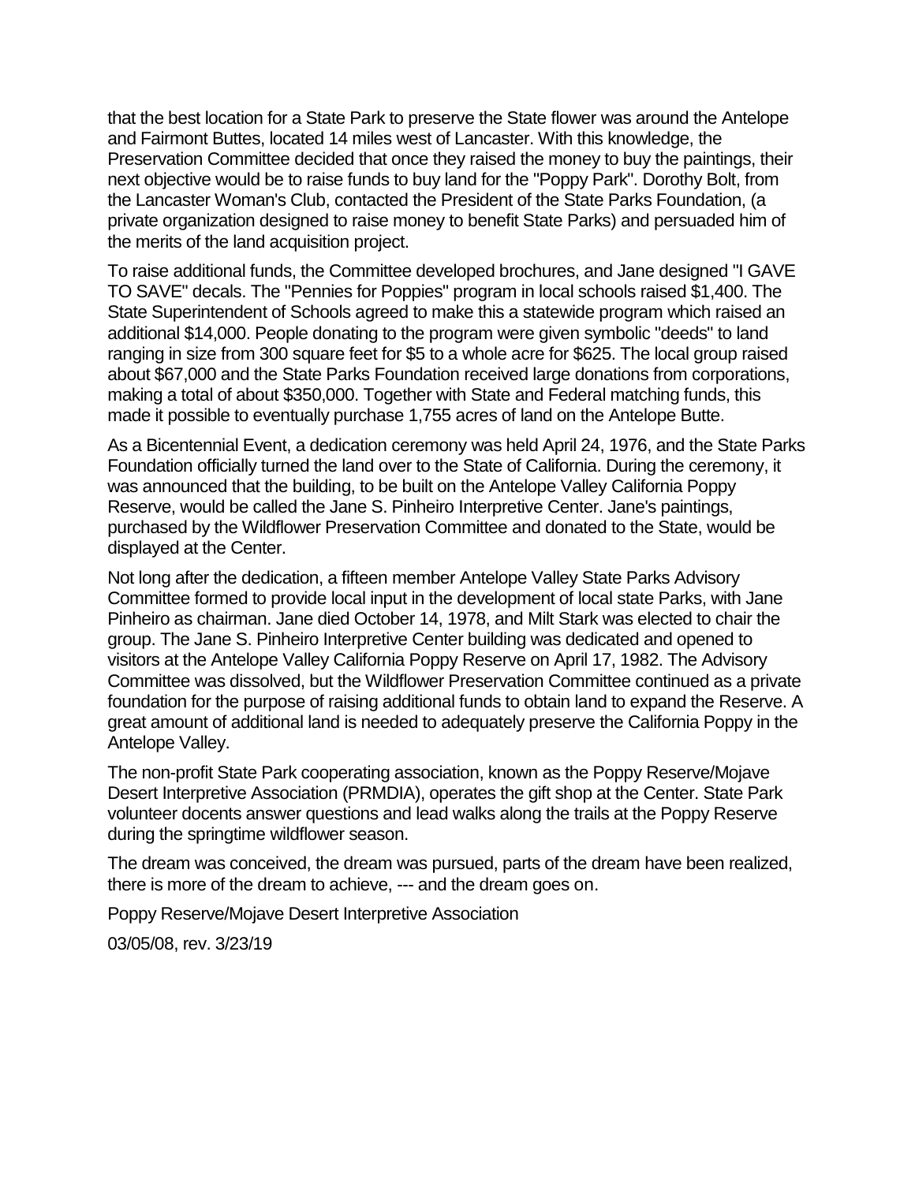that the best location for a State Park to preserve the State flower was around the Antelope and Fairmont Buttes, located 14 miles west of Lancaster. With this knowledge, the Preservation Committee decided that once they raised the money to buy the paintings, their next objective would be to raise funds to buy land for the "Poppy Park". Dorothy Bolt, from the Lancaster Woman's Club, contacted the President of the State Parks Foundation, (a private organization designed to raise money to benefit State Parks) and persuaded him of the merits of the land acquisition project.

To raise additional funds, the Committee developed brochures, and Jane designed "I GAVE TO SAVE" decals. The "Pennies for Poppies" program in local schools raised $1,400. The State Superintendent of Schools agreed to make this a statewide program which raised an additional $14,000. People donating to the program were given symbolic "deeds" to land ranging in size from 300 square feet for $5 to a whole acre for $625. The local group raised about $67,000 and the State Parks Foundation received large donations from corporations, making a total of about $350,000. Together with State and Federal matching funds, this made it possible to eventually purchase 1,755 acres of land on the Antelope Butte.

As a Bicentennial Event, a dedication ceremony was held April 24, 1976, and the State Parks Foundation officially turned the land over to the State of California. During the ceremony, it was announced that the building, to be built on the Antelope Valley California Poppy Reserve, would be called the Jane S. Pinheiro Interpretive Center. Jane's paintings, purchased by the Wildflower Preservation Committee and donated to the State, would be displayed at the Center.

Not long after the dedication, a fifteen member Antelope Valley State Parks Advisory Committee formed to provide local input in the development of local state Parks, with Jane Pinheiro as chairman. Jane died October 14, 1978, and Milt Stark was elected to chair the group. The Jane S. Pinheiro Interpretive Center building was dedicated and opened to visitors at the Antelope Valley California Poppy Reserve on April 17, 1982. The Advisory Committee was dissolved, but the Wildflower Preservation Committee continued as a private foundation for the purpose of raising additional funds to obtain land to expand the Reserve. A great amount of additional land is needed to adequately preserve the California Poppy in the Antelope Valley.

The non-profit State Park cooperating association, known as the Poppy Reserve/Mojave Desert Interpretive Association (PRMDIA), operates the gift shop at the Center. State Park volunteer docents answer questions and lead walks along the trails at the Poppy Reserve during the springtime wildflower season.

The dream was conceived, the dream was pursued, parts of the dream have been realized, there is more of the dream to achieve, --- and the dream goes on.

Poppy Reserve/Mojave Desert Interpretive Association

03/05/08, rev. 3/23/19